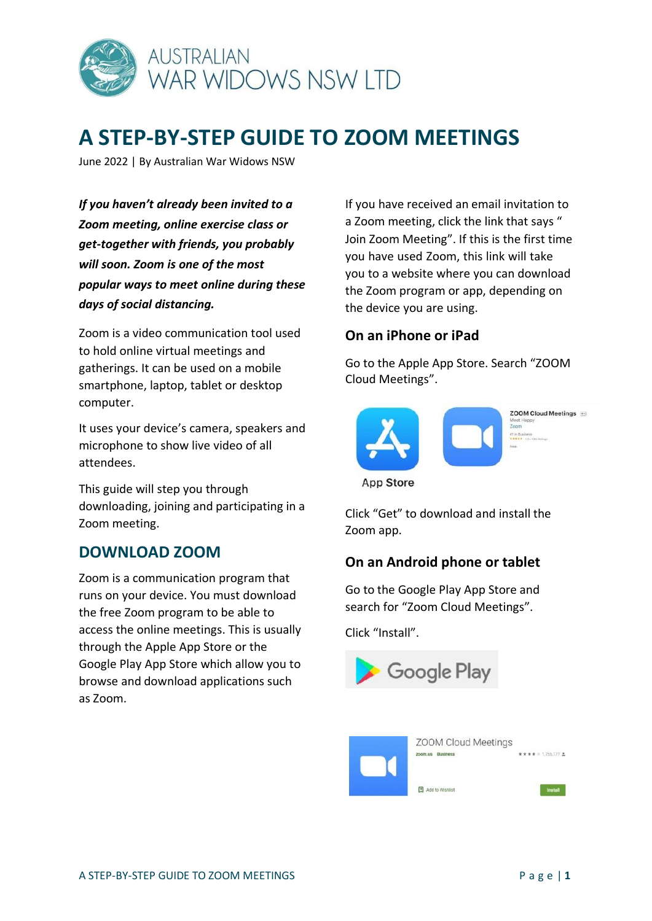AUSTRALIAN WAR WIDOWS NSW LTD

# A STEP-BY-STEP GUIDE TO ZOOM MEETINGS

June 2022 | By Australian War Widows NSW

***If you haven't already been invited to a Zoom meeting, online exercise class or get-together with friends, you probably will soon. Zoom is one of the most popular ways to meet online during these days of social distancing.***

Zoom is a video communication tool used to hold online virtual meetings and gatherings. It can be used on a mobile smartphone, laptop, tablet or desktop computer.

It uses your device's camera, speakers and microphone to show live video of all attendees.

This guide will step you through downloading, joining and participating in a Zoom meeting.

## DOWNLOAD ZOOM

Zoom is a communication program that runs on your device. You must download the free Zoom program to be able to access the online meetings. This is usually through the Apple App Store or the Google Play App Store which allow you to browse and download applications such as Zoom.

If you have received an email invitation to a Zoom meeting, click the link that says " Join Zoom Meeting". If this is the first time you have used Zoom, this link will take you to a website where you can download the Zoom program or app, depending on the device you are using.

### On an iPhone or iPad

Go to the Apple App Store. Search "ZOOM Cloud Meetings".

App Store

Click "Get" to download and install the Zoom app.

### On an Android phone or tablet

Go to the Google Play App Store and search for "Zoom Cloud Meetings".

Click "Install".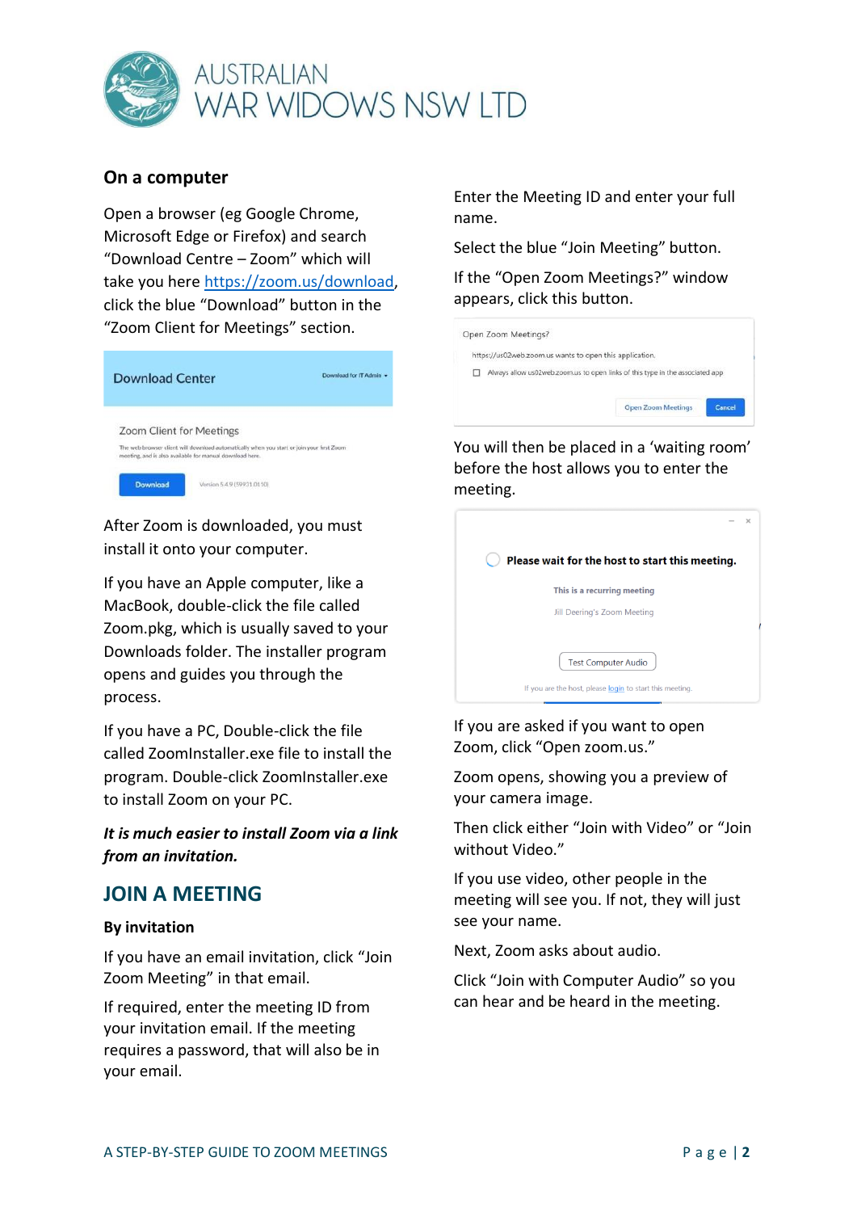### On a computer

Open a browser (eg Google Chrome, Microsoft Edge or Firefox) and search "Download Centre – Zoom" which will take you here https://zoom.us/download, click the blue "Download" button in the "Zoom Client for Meetings" section.

After Zoom is downloaded, you must install it onto your computer.

If you have an Apple computer, like a MacBook, double-click the file called Zoom.pkg, which is usually saved to your Downloads folder. The installer program opens and guides you through the process.

If you have a PC, Double-click the file called ZoomInstaller.exe file to install the program. Double-click ZoomInstaller.exe to install Zoom on your PC.

***It is much easier to install Zoom via a link from an invitation.***

## JOIN A MEETING

### By invitation

If you have an email invitation, click "Join Zoom Meeting" in that email.

If required, enter the meeting ID from your invitation email. If the meeting requires a password, that will also be in your email.

Enter the Meeting ID and enter your full name.

Select the blue "Join Meeting" button.

If the "Open Zoom Meetings?" window appears, click this button.

You will then be placed in a 'waiting room' before the host allows you to enter the meeting.

If you are asked if you want to open Zoom, click "Open zoom.us."

Zoom opens, showing you a preview of your camera image.

Then click either "Join with Video" or "Join without Video."

If you use video, other people in the meeting will see you. If not, they will just see your name.

Next, Zoom asks about audio.

Click "Join with Computer Audio" so you can hear and be heard in the meeting.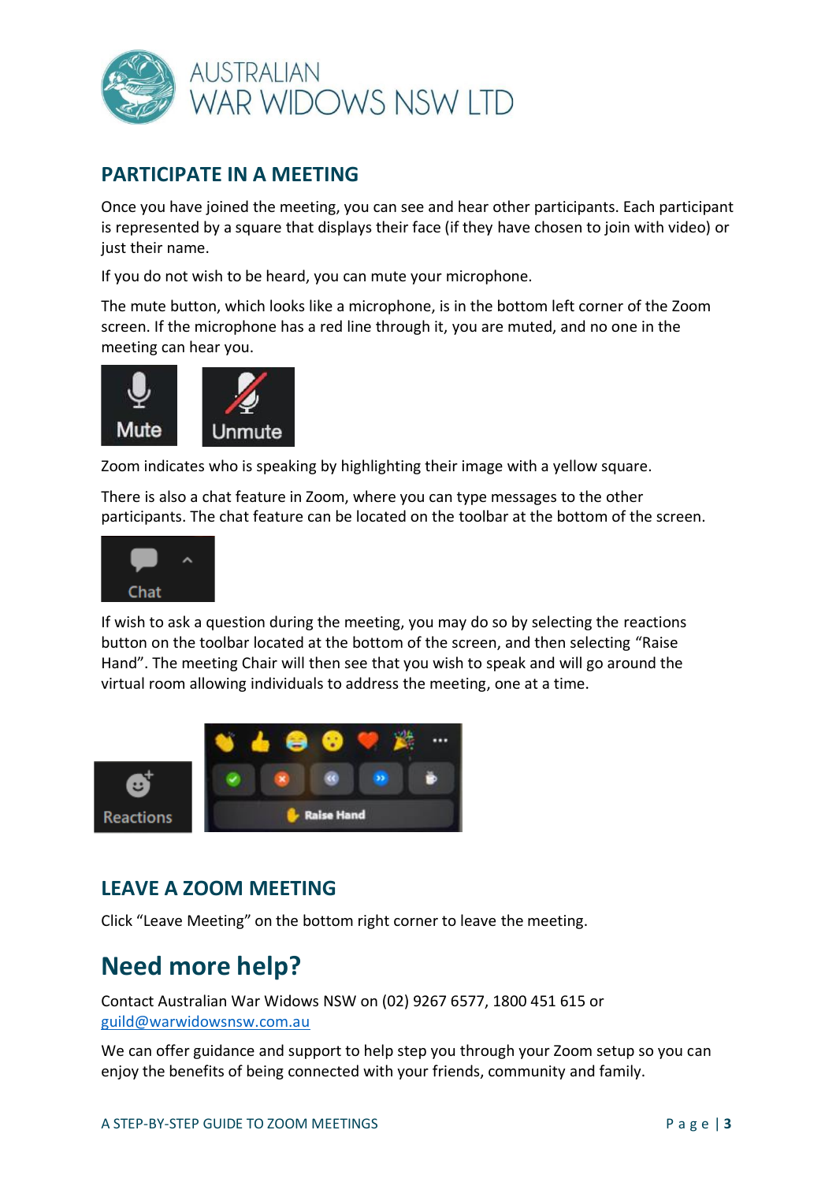## PARTICIPATE IN A MEETING

Once you have joined the meeting, you can see and hear other participants. Each participant is represented by a square that displays their face (if they have chosen to join with video) or just their name.

If you do not wish to be heard, you can mute your microphone.

The mute button, which looks like a microphone, is in the bottom left corner of the Zoom screen. If the microphone has a red line through it, you are muted, and no one in the meeting can hear you.

Mute

Unmute

Zoom indicates who is speaking by highlighting their image with a yellow square.

There is also a chat feature in Zoom, where you can type messages to the other participants. The chat feature can be located on the toolbar at the bottom of the screen.

Chat

If wish to ask a question during the meeting, you may do so by selecting the reactions button on the toolbar located at the bottom of the screen, and then selecting "Raise Hand". The meeting Chair will then see that you wish to speak and will go around the virtual room allowing individuals to address the meeting, one at a time.

Reactions

Raise Hand

## LEAVE A ZOOM MEETING

Click "Leave Meeting" on the bottom right corner to leave the meeting.

# Need more help?

Contact Australian War Widows NSW on (02) 9267 6577, 1800 451 615 or guild@warwidowsnsw.com.au

We can offer guidance and support to help step you through your Zoom setup so you can enjoy the benefits of being connected with your friends, community and family.